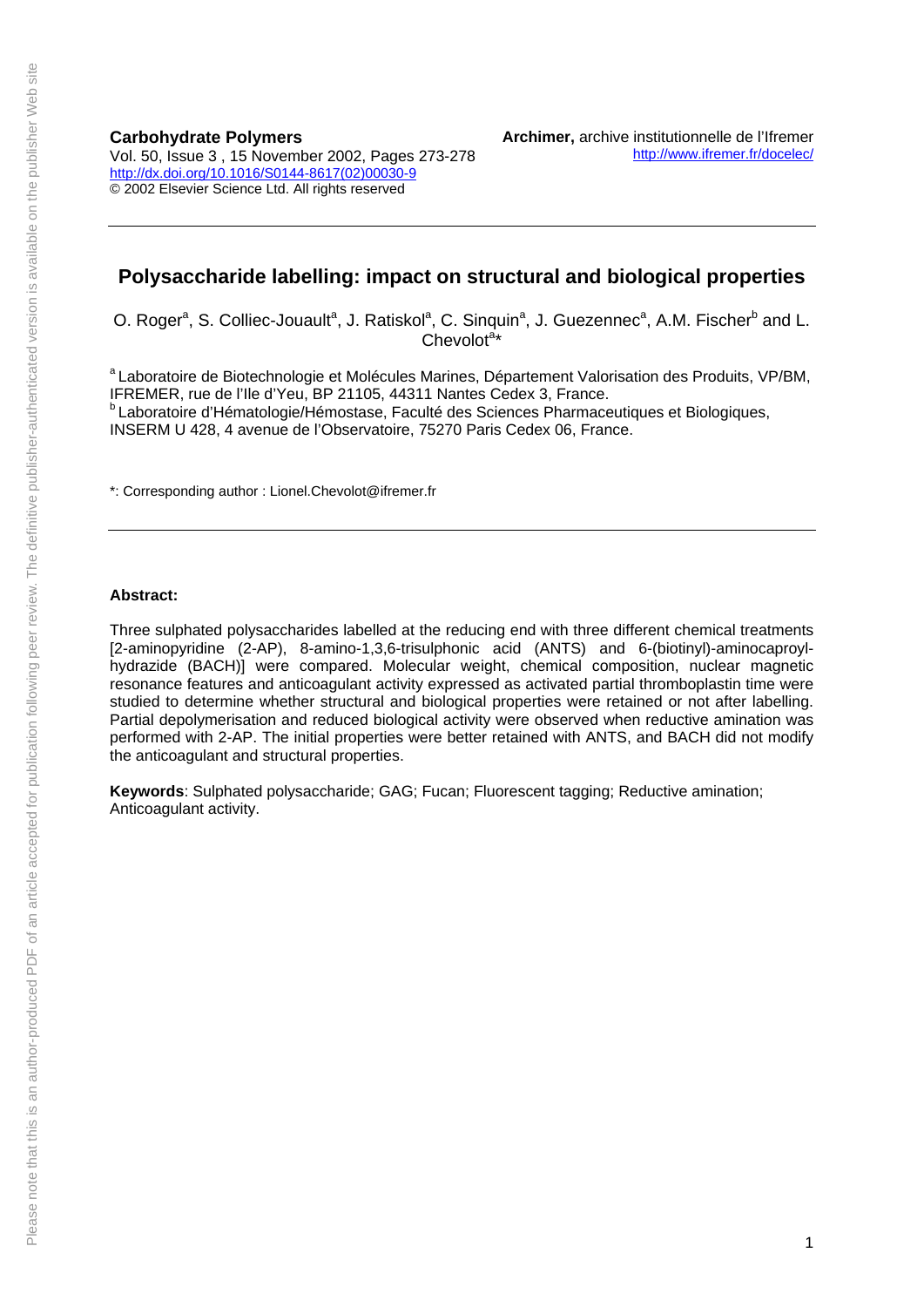**Carbohydrate Polymers**
Vol. 50, Issue 3 , 15 November 2002, Pages 273-278
http://dx.doi.org/10.1016/S0144-8617(02)00030-9
© 2002 Elsevier Science Ltd. All rights reserved

**Archimer,** archive institutionnelle de l'Ifremer
http://www.ifremer.fr/docelec/

# Polysaccharide labelling: impact on structural and biological properties

O. Roger[a], S. Colliec-Jouault[a], J. Ratiskol[a], C. Sinquin[a], J. Guezennec[a], A.M. Fischer[b] and L. Chevolot[a]*

[a] Laboratoire de Biotechnologie et Molécules Marines, Département Valorisation des Produits, VP/BM, IFREMER, rue de l'Ile d'Yeu, BP 21105, 44311 Nantes Cedex 3, France.
[b] Laboratoire d'Hématologie/Hémostase, Faculté des Sciences Pharmaceutiques et Biologiques, INSERM U 428, 4 avenue de l'Observatoire, 75270 Paris Cedex 06, France.

*: Corresponding author : Lionel.Chevolot@ifremer.fr

**Abstract:**

Three sulphated polysaccharides labelled at the reducing end with three different chemical treatments [2-aminopyridine (2-AP), 8-amino-1,3,6-trisulphonic acid (ANTS) and 6-(biotinyl)-aminocaproyl-hydrazide (BACH)] were compared. Molecular weight, chemical composition, nuclear magnetic resonance features and anticoagulant activity expressed as activated partial thromboplastin time were studied to determine whether structural and biological properties were retained or not after labelling. Partial depolymerisation and reduced biological activity were observed when reductive amination was performed with 2-AP. The initial properties were better retained with ANTS, and BACH did not modify the anticoagulant and structural properties.

**Keywords**: Sulphated polysaccharide; GAG; Fucan; Fluorescent tagging; Reductive amination; Anticoagulant activity.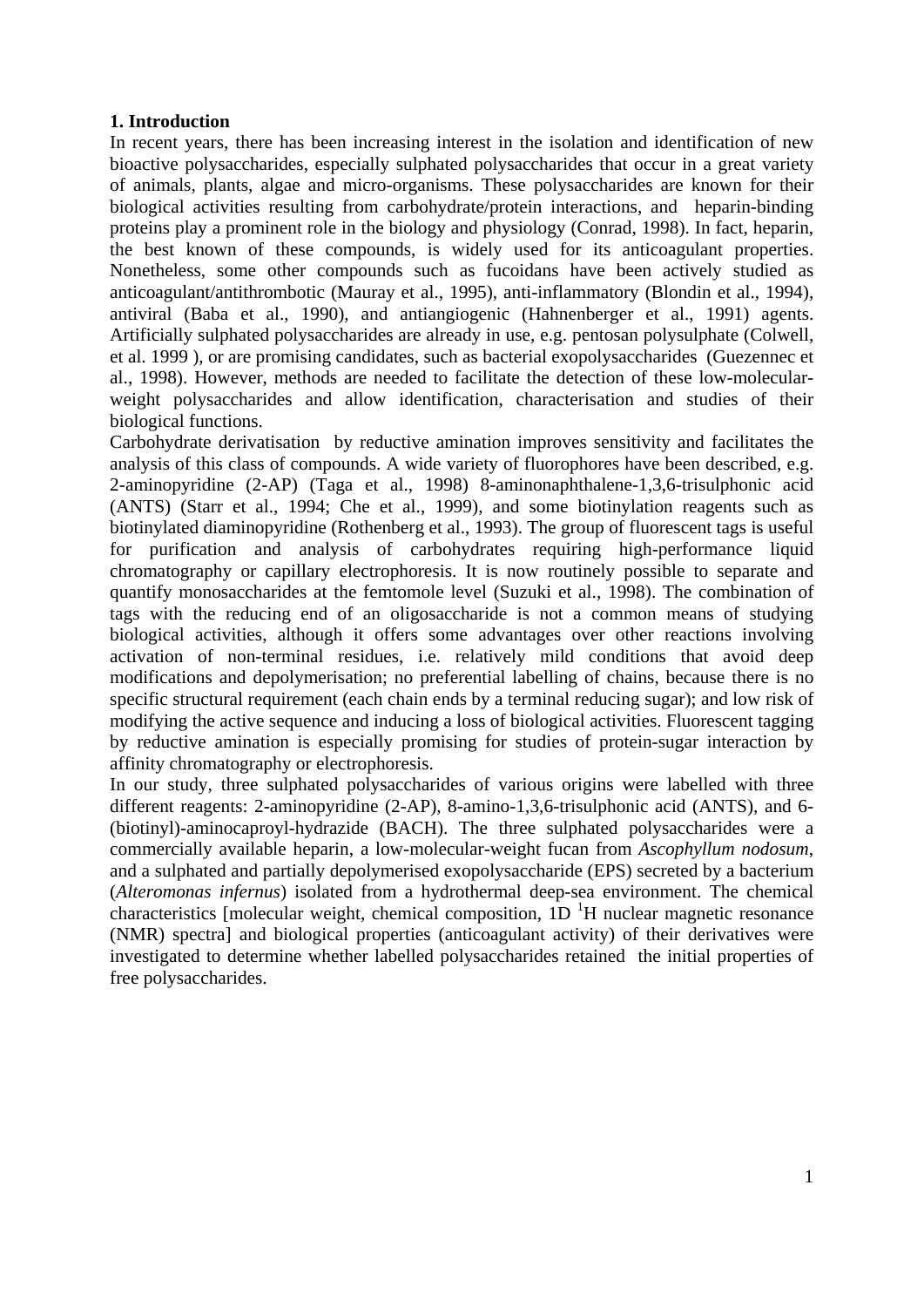## 1. Introduction

In recent years, there has been increasing interest in the isolation and identification of new bioactive polysaccharides, especially sulphated polysaccharides that occur in a great variety of animals, plants, algae and micro-organisms. These polysaccharides are known for their biological activities resulting from carbohydrate/protein interactions, and heparin-binding proteins play a prominent role in the biology and physiology (Conrad, 1998). In fact, heparin, the best known of these compounds, is widely used for its anticoagulant properties. Nonetheless, some other compounds such as fucoidans have been actively studied as anticoagulant/antithrombotic (Mauray et al., 1995), anti-inflammatory (Blondin et al., 1994), antiviral (Baba et al., 1990), and antiangiogenic (Hahnenberger et al., 1991) agents. Artificially sulphated polysaccharides are already in use, e.g. pentosan polysulphate (Colwell, et al. 1999 ), or are promising candidates, such as bacterial exopolysaccharides (Guezennec et al., 1998). However, methods are needed to facilitate the detection of these low-molecular-weight polysaccharides and allow identification, characterisation and studies of their biological functions.

Carbohydrate derivatisation by reductive amination improves sensitivity and facilitates the analysis of this class of compounds. A wide variety of fluorophores have been described, e.g. 2-aminopyridine (2-AP) (Taga et al., 1998) 8-aminonaphthalene-1,3,6-trisulphonic acid (ANTS) (Starr et al., 1994; Che et al., 1999), and some biotinylation reagents such as biotinylated diaminopyridine (Rothenberg et al., 1993). The group of fluorescent tags is useful for purification and analysis of carbohydrates requiring high-performance liquid chromatography or capillary electrophoresis. It is now routinely possible to separate and quantify monosaccharides at the femtomole level (Suzuki et al., 1998). The combination of tags with the reducing end of an oligosaccharide is not a common means of studying biological activities, although it offers some advantages over other reactions involving activation of non-terminal residues, i.e. relatively mild conditions that avoid deep modifications and depolymerisation; no preferential labelling of chains, because there is no specific structural requirement (each chain ends by a terminal reducing sugar); and low risk of modifying the active sequence and inducing a loss of biological activities. Fluorescent tagging by reductive amination is especially promising for studies of protein-sugar interaction by affinity chromatography or electrophoresis.

In our study, three sulphated polysaccharides of various origins were labelled with three different reagents: 2-aminopyridine (2-AP), 8-amino-1,3,6-trisulphonic acid (ANTS), and 6-(biotinyl)-aminocaproyl-hydrazide (BACH). The three sulphated polysaccharides were a commercially available heparin, a low-molecular-weight fucan from *Ascophyllum nodosum*, and a sulphated and partially depolymerised exopolysaccharide (EPS) secreted by a bacterium (*Alteromonas infernus*) isolated from a hydrothermal deep-sea environment. The chemical characteristics [molecular weight, chemical composition, 1D $^{1}$H nuclear magnetic resonance (NMR) spectra] and biological properties (anticoagulant activity) of their derivatives were investigated to determine whether labelled polysaccharides retained the initial properties of free polysaccharides.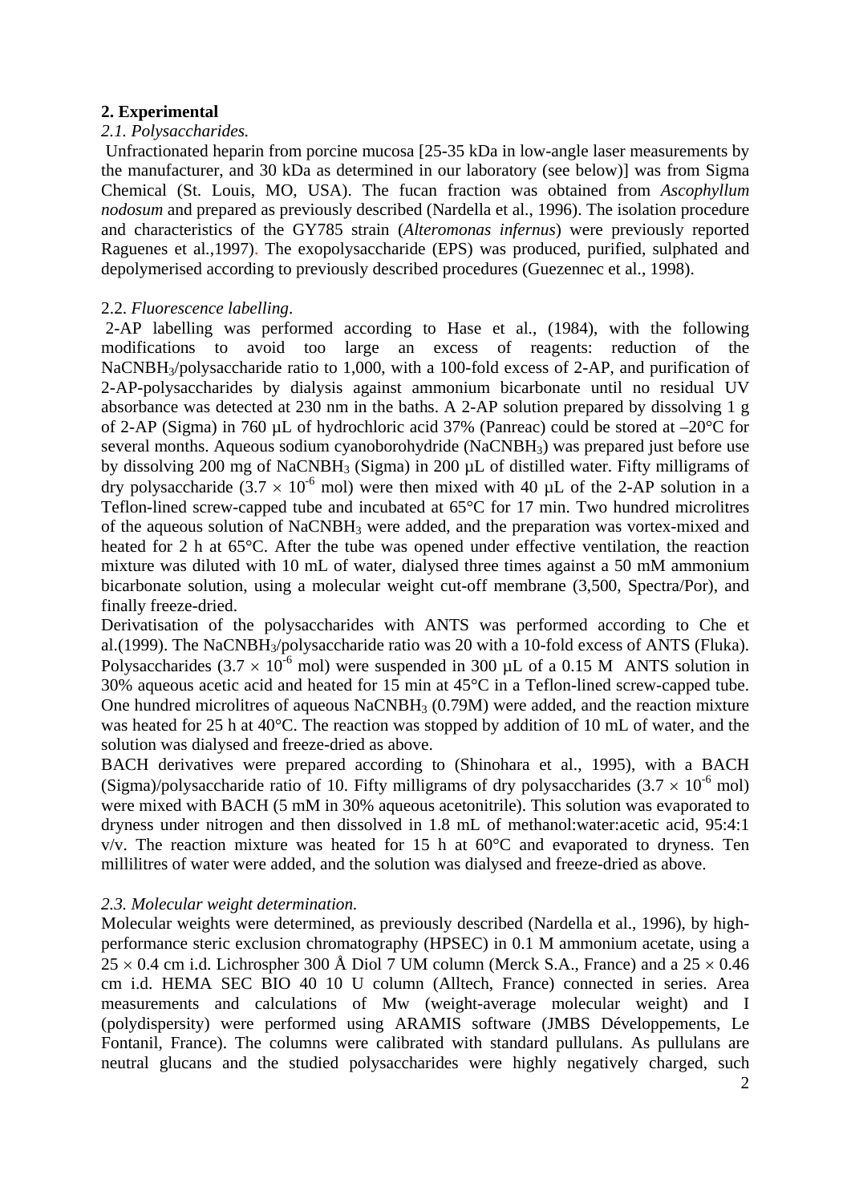## 2. Experimental

### *2.1. Polysaccharides.*

Unfractionated heparin from porcine mucosa [25-35 kDa in low-angle laser measurements by the manufacturer, and 30 kDa as determined in our laboratory (see below)] was from Sigma Chemical (St. Louis, MO, USA). The fucan fraction was obtained from *Ascophyllum nodosum* and prepared as previously described (Nardella et al., 1996). The isolation procedure and characteristics of the GY785 strain (*Alteromonas infernus*) were previously reported Raguenes et al.,1997). The exopolysaccharide (EPS) was produced, purified, sulphated and depolymerised according to previously described procedures (Guezennec et al., 1998).

### 2.2. *Fluorescence labelling*.

2-AP labelling was performed according to Hase et al., (1984), with the following modifications to avoid too large an excess of reagents: reduction of the $NaCNBH_3$/polysaccharide ratio to 1,000, with a 100-fold excess of 2-AP, and purification of 2-AP-polysaccharides by dialysis against ammonium bicarbonate until no residual UV absorbance was detected at 230 nm in the baths. A 2-AP solution prepared by dissolving 1 g of 2-AP (Sigma) in 760 µL of hydrochloric acid 37% (Panreac) could be stored at –20°C for several months. Aqueous sodium cyanoborohydride ($NaCNBH_3$) was prepared just before use by dissolving 200 mg of $NaCNBH_3$ (Sigma) in 200 µL of distilled water. Fifty milligrams of dry polysaccharide ($3.7 \times 10^{-6}$ mol) were then mixed with 40 µL of the 2-AP solution in a Teflon-lined screw-capped tube and incubated at 65°C for 17 min. Two hundred microlitres of the aqueous solution of $NaCNBH_3$ were added, and the preparation was vortex-mixed and heated for 2 h at 65°C. After the tube was opened under effective ventilation, the reaction mixture was diluted with 10 mL of water, dialysed three times against a 50 mM ammonium bicarbonate solution, using a molecular weight cut-off membrane (3,500, Spectra/Por), and finally freeze-dried.

Derivatisation of the polysaccharides with ANTS was performed according to Che et al.(1999). The $NaCNBH_3$/polysaccharide ratio was 20 with a 10-fold excess of ANTS (Fluka). Polysaccharides ($3.7 \times 10^{-6}$ mol) were suspended in 300 µL of a 0.15 M ANTS solution in 30% aqueous acetic acid and heated for 15 min at 45°C in a Teflon-lined screw-capped tube. One hundred microlitres of aqueous $NaCNBH_3$ (0.79M) were added, and the reaction mixture was heated for 25 h at 40°C. The reaction was stopped by addition of 10 mL of water, and the solution was dialysed and freeze-dried as above.

BACH derivatives were prepared according to (Shinohara et al., 1995), with a BACH (Sigma)/polysaccharide ratio of 10. Fifty milligrams of dry polysaccharides ($3.7 \times 10^{-6}$ mol) were mixed with BACH (5 mM in 30% aqueous acetonitrile). This solution was evaporated to dryness under nitrogen and then dissolved in 1.8 mL of methanol:water:acetic acid, 95:4:1 v/v. The reaction mixture was heated for 15 h at 60°C and evaporated to dryness. Ten millilitres of water were added, and the solution was dialysed and freeze-dried as above.

### *2.3. Molecular weight determination.*

Molecular weights were determined, as previously described (Nardella et al., 1996), by high-performance steric exclusion chromatography (HPSEC) in 0.1 M ammonium acetate, using a $25 \times 0.4$ cm i.d. Lichrospher 300 Å Diol 7 UM column (Merck S.A., France) and a $25 \times 0.46$ cm i.d. HEMA SEC BIO 40 10 U column (Alltech, France) connected in series. Area measurements and calculations of Mw (weight-average molecular weight) and I (polydispersity) were performed using ARAMIS software (JMBS Développements, Le Fontanil, France). The columns were calibrated with standard pullulans. As pullulans are neutral glucans and the studied polysaccharides were highly negatively charged, such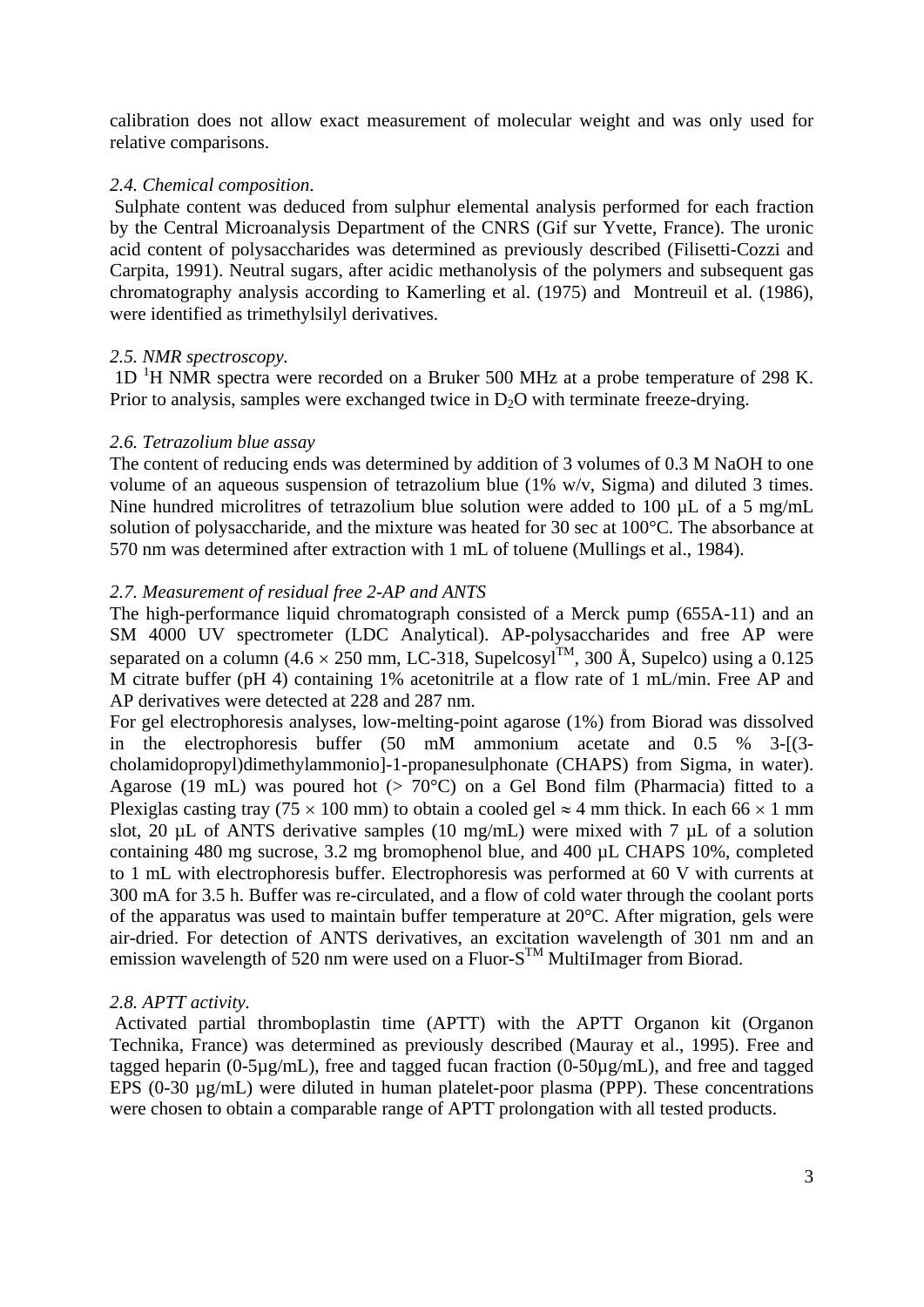calibration does not allow exact measurement of molecular weight and was only used for relative comparisons.

### *2.4. Chemical composition.*

Sulphate content was deduced from sulphur elemental analysis performed for each fraction by the Central Microanalysis Department of the CNRS (Gif sur Yvette, France). The uronic acid content of polysaccharides was determined as previously described (Filisetti-Cozzi and Carpita, 1991). Neutral sugars, after acidic methanolysis of the polymers and subsequent gas chromatography analysis according to Kamerling et al. (1975) and Montreuil et al. (1986), were identified as trimethylsilyl derivatives.

### *2.5. NMR spectroscopy.*

1D $^{1}$H NMR spectra were recorded on a Bruker 500 MHz at a probe temperature of 298 K. Prior to analysis, samples were exchanged twice in $D_2O$ with terminate freeze-drying.

### *2.6. Tetrazolium blue assay*

The content of reducing ends was determined by addition of 3 volumes of 0.3 M NaOH to one volume of an aqueous suspension of tetrazolium blue (1% w/v, Sigma) and diluted 3 times. Nine hundred microlitres of tetrazolium blue solution were added to 100 µL of a 5 mg/mL solution of polysaccharide, and the mixture was heated for 30 sec at 100°C. The absorbance at 570 nm was determined after extraction with 1 mL of toluene (Mullings et al., 1984).

### *2.7. Measurement of residual free 2-AP and ANTS*

The high-performance liquid chromatograph consisted of a Merck pump (655A-11) and an SM 4000 UV spectrometer (LDC Analytical). AP-polysaccharides and free AP were separated on a column (4.6 × 250 mm, LC-318, Supelcosyl™, 300 Å, Supelco) using a 0.125 M citrate buffer (pH 4) containing 1% acetonitrile at a flow rate of 1 mL/min. Free AP and AP derivatives were detected at 228 and 287 nm.

For gel electrophoresis analyses, low-melting-point agarose (1%) from Biorad was dissolved in the electrophoresis buffer (50 mM ammonium acetate and 0.5 % 3-[(3-cholamidopropyl)dimethylammonio]-1-propanesulphonate (CHAPS) from Sigma, in water). Agarose (19 mL) was poured hot (> 70°C) on a Gel Bond film (Pharmacia) fitted to a Plexiglas casting tray (75 × 100 mm) to obtain a cooled gel ≈ 4 mm thick. In each 66 × 1 mm slot, 20 µL of ANTS derivative samples (10 mg/mL) were mixed with 7 µL of a solution containing 480 mg sucrose, 3.2 mg bromophenol blue, and 400 µL CHAPS 10%, completed to 1 mL with electrophoresis buffer. Electrophoresis was performed at 60 V with currents at 300 mA for 3.5 h. Buffer was re-circulated, and a flow of cold water through the coolant ports of the apparatus was used to maintain buffer temperature at 20°C. After migration, gels were air-dried. For detection of ANTS derivatives, an excitation wavelength of 301 nm and an emission wavelength of 520 nm were used on a Fluor-S™ MultiImager from Biorad.

### *2.8. APTT activity.*

Activated partial thromboplastin time (APTT) with the APTT Organon kit (Organon Technika, France) was determined as previously described (Mauray et al., 1995). Free and tagged heparin (0-5µg/mL), free and tagged fucan fraction (0-50µg/mL), and free and tagged EPS (0-30 µg/mL) were diluted in human platelet-poor plasma (PPP). These concentrations were chosen to obtain a comparable range of APTT prolongation with all tested products.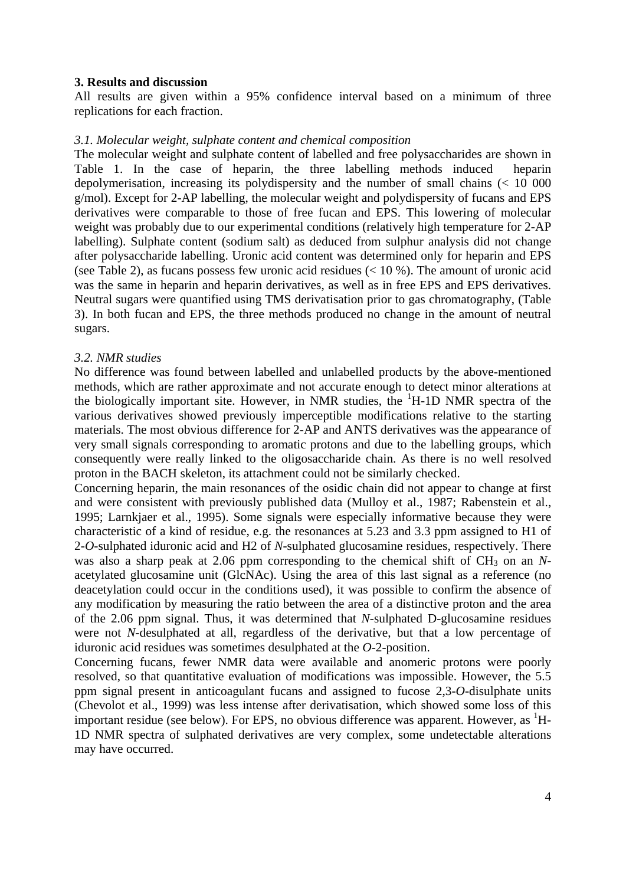## 3. Results and discussion

All results are given within a 95% confidence interval based on a minimum of three replications for each fraction.

### *3.1. Molecular weight, sulphate content and chemical composition*

The molecular weight and sulphate content of labelled and free polysaccharides are shown in Table 1. In the case of heparin, the three labelling methods induced heparin depolymerisation, increasing its polydispersity and the number of small chains (< 10 000 g/mol). Except for 2-AP labelling, the molecular weight and polydispersity of fucans and EPS derivatives were comparable to those of free fucan and EPS. This lowering of molecular weight was probably due to our experimental conditions (relatively high temperature for 2-AP labelling). Sulphate content (sodium salt) as deduced from sulphur analysis did not change after polysaccharide labelling. Uronic acid content was determined only for heparin and EPS (see Table 2), as fucans possess few uronic acid residues (< 10 %). The amount of uronic acid was the same in heparin and heparin derivatives, as well as in free EPS and EPS derivatives. Neutral sugars were quantified using TMS derivatisation prior to gas chromatography, (Table 3). In both fucan and EPS, the three methods produced no change in the amount of neutral sugars.

### *3.2. NMR studies*

No difference was found between labelled and unlabelled products by the above-mentioned methods, which are rather approximate and not accurate enough to detect minor alterations at the biologically important site. However, in NMR studies, the $^{1}$H-1D NMR spectra of the various derivatives showed previously imperceptible modifications relative to the starting materials. The most obvious difference for 2-AP and ANTS derivatives was the appearance of very small signals corresponding to aromatic protons and due to the labelling groups, which consequently were really linked to the oligosaccharide chain. As there is no well resolved proton in the BACH skeleton, its attachment could not be similarly checked.

Concerning heparin, the main resonances of the osidic chain did not appear to change at first and were consistent with previously published data (Mulloy et al., 1987; Rabenstein et al., 1995; Larnkjaer et al., 1995). Some signals were especially informative because they were characteristic of a kind of residue, e.g. the resonances at 5.23 and 3.3 ppm assigned to H1 of 2-*O*-sulphated iduronic acid and H2 of *N*-sulphated glucosamine residues, respectively. There was also a sharp peak at 2.06 ppm corresponding to the chemical shift of $CH_3$ on an *N*-acetylated glucosamine unit (GlcNAc). Using the area of this last signal as a reference (no deacetylation could occur in the conditions used), it was possible to confirm the absence of any modification by measuring the ratio between the area of a distinctive proton and the area of the 2.06 ppm signal. Thus, it was determined that *N*-sulphated D-glucosamine residues were not *N*-desulphated at all, regardless of the derivative, but that a low percentage of iduronic acid residues was sometimes desulphated at the *O*-2-position.

Concerning fucans, fewer NMR data were available and anomeric protons were poorly resolved, so that quantitative evaluation of modifications was impossible. However, the 5.5 ppm signal present in anticoagulant fucans and assigned to fucose 2,3-*O*-disulphate units (Chevolot et al., 1999) was less intense after derivatisation, which showed some loss of this important residue (see below). For EPS, no obvious difference was apparent. However, as $^{1}$H-1D NMR spectra of sulphated derivatives are very complex, some undetectable alterations may have occurred.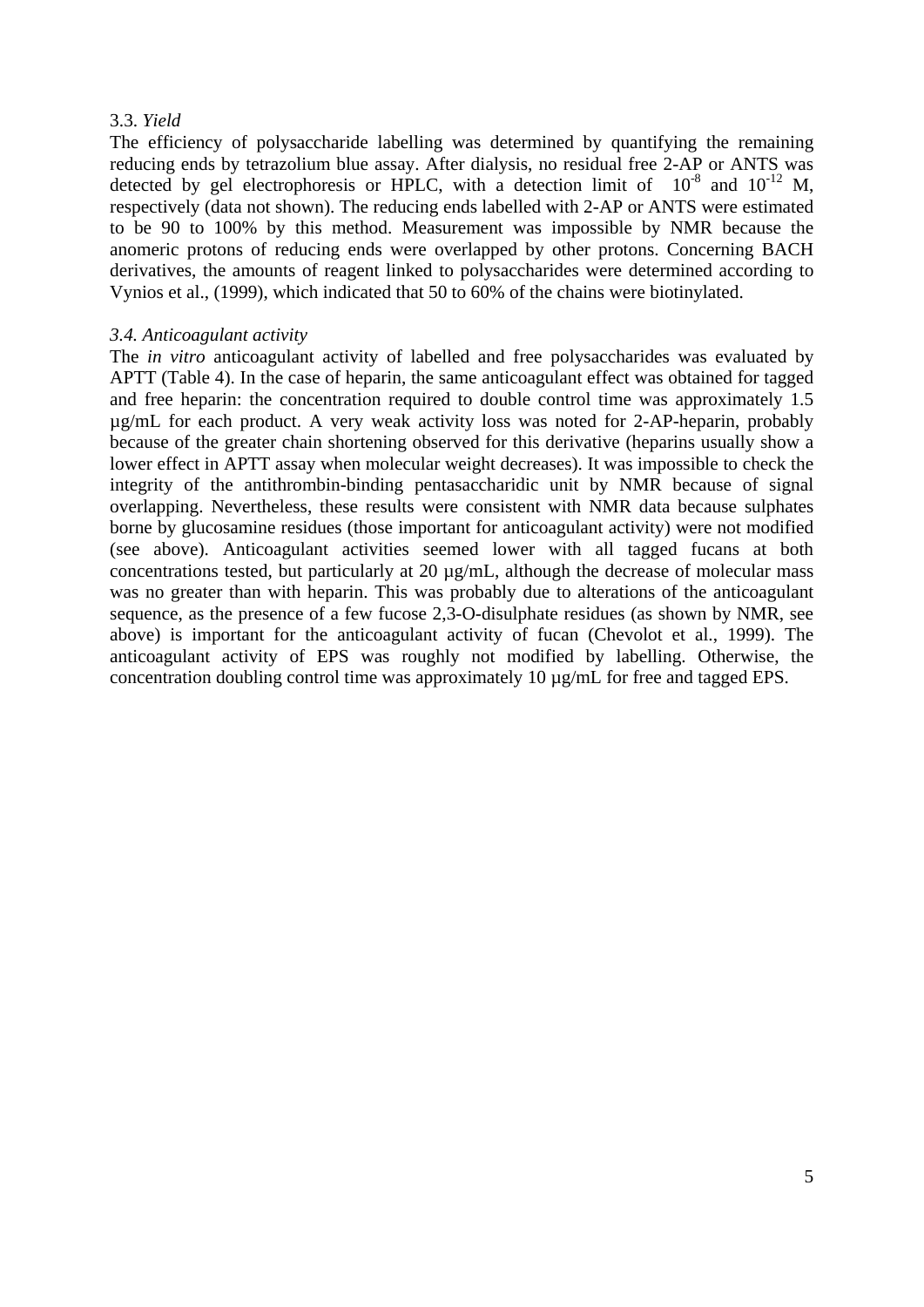### 3.3. *Yield*

The efficiency of polysaccharide labelling was determined by quantifying the remaining reducing ends by tetrazolium blue assay. After dialysis, no residual free 2-AP or ANTS was detected by gel electrophoresis or HPLC, with a detection limit of $10^{-8}$ and $10^{-12}$ M, respectively (data not shown). The reducing ends labelled with 2-AP or ANTS were estimated to be 90 to 100% by this method. Measurement was impossible by NMR because the anomeric protons of reducing ends were overlapped by other protons. Concerning BACH derivatives, the amounts of reagent linked to polysaccharides were determined according to Vynios et al., (1999), which indicated that 50 to 60% of the chains were biotinylated.

### *3.4. Anticoagulant activity*

The *in vitro* anticoagulant activity of labelled and free polysaccharides was evaluated by APTT (Table 4). In the case of heparin, the same anticoagulant effect was obtained for tagged and free heparin: the concentration required to double control time was approximately 1.5 µg/mL for each product. A very weak activity loss was noted for 2-AP-heparin, probably because of the greater chain shortening observed for this derivative (heparins usually show a lower effect in APTT assay when molecular weight decreases). It was impossible to check the integrity of the antithrombin-binding pentasaccharidic unit by NMR because of signal overlapping. Nevertheless, these results were consistent with NMR data because sulphates borne by glucosamine residues (those important for anticoagulant activity) were not modified (see above). Anticoagulant activities seemed lower with all tagged fucans at both concentrations tested, but particularly at 20 µg/mL, although the decrease of molecular mass was no greater than with heparin. This was probably due to alterations of the anticoagulant sequence, as the presence of a few fucose 2,3-O-disulphate residues (as shown by NMR, see above) is important for the anticoagulant activity of fucan (Chevolot et al., 1999). The anticoagulant activity of EPS was roughly not modified by labelling. Otherwise, the concentration doubling control time was approximately 10 µg/mL for free and tagged EPS.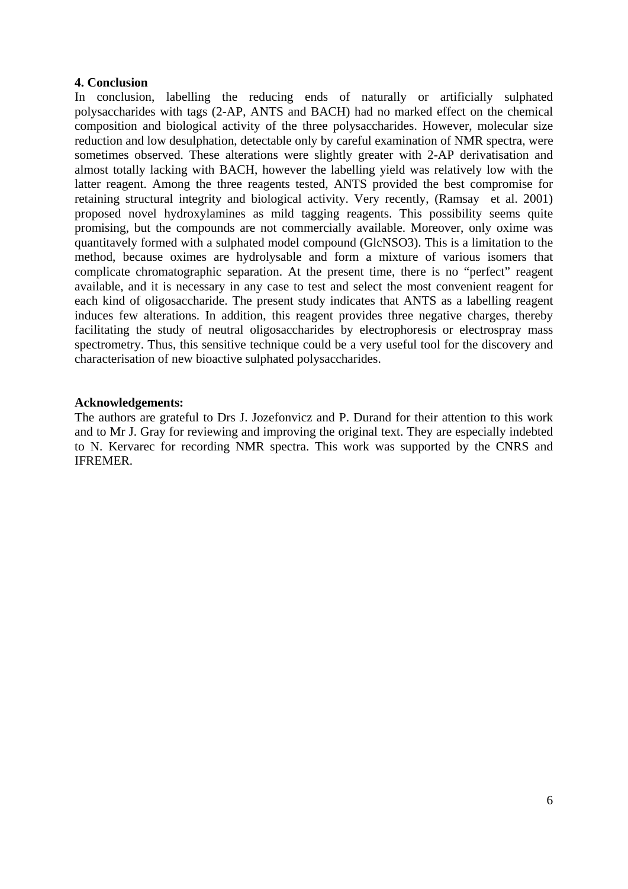## 4. Conclusion

In conclusion, labelling the reducing ends of naturally or artificially sulphated polysaccharides with tags (2-AP, ANTS and BACH) had no marked effect on the chemical composition and biological activity of the three polysaccharides. However, molecular size reduction and low desulphation, detectable only by careful examination of NMR spectra, were sometimes observed. These alterations were slightly greater with 2-AP derivatisation and almost totally lacking with BACH, however the labelling yield was relatively low with the latter reagent. Among the three reagents tested, ANTS provided the best compromise for retaining structural integrity and biological activity. Very recently, (Ramsay et al. 2001) proposed novel hydroxylamines as mild tagging reagents. This possibility seems quite promising, but the compounds are not commercially available. Moreover, only oxime was quantitavely formed with a sulphated model compound (GlcNSO3). This is a limitation to the method, because oximes are hydrolysable and form a mixture of various isomers that complicate chromatographic separation. At the present time, there is no "perfect" reagent available, and it is necessary in any case to test and select the most convenient reagent for each kind of oligosaccharide. The present study indicates that ANTS as a labelling reagent induces few alterations. In addition, this reagent provides three negative charges, thereby facilitating the study of neutral oligosaccharides by electrophoresis or electrospray mass spectrometry. Thus, this sensitive technique could be a very useful tool for the discovery and characterisation of new bioactive sulphated polysaccharides.

**Acknowledgements:**

The authors are grateful to Drs J. Jozefonvicz and P. Durand for their attention to this work and to Mr J. Gray for reviewing and improving the original text. They are especially indebted to N. Kervarec for recording NMR spectra. This work was supported by the CNRS and IFREMER.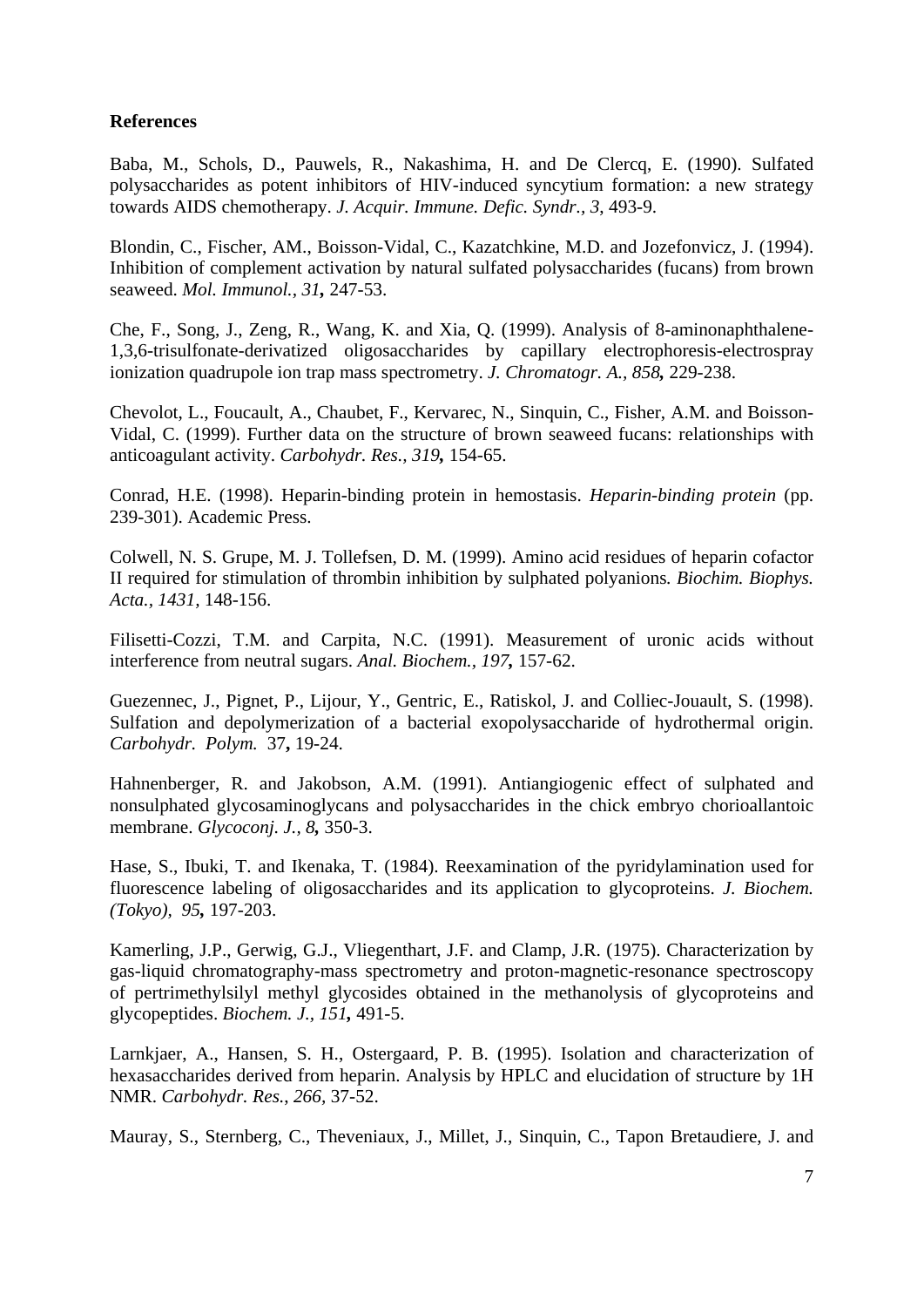**References**

Baba, M., Schols, D., Pauwels, R., Nakashima, H. and De Clercq, E. (1990). Sulfated polysaccharides as potent inhibitors of HIV-induced syncytium formation: a new strategy towards AIDS chemotherapy. *J. Acquir. Immune. Defic. Syndr., 3*, 493-9.

Blondin, C., Fischer, AM., Boisson-Vidal, C., Kazatchkine, M.D. and Jozefonvicz, J. (1994). Inhibition of complement activation by natural sulfated polysaccharides (fucans) from brown seaweed. *Mol. Immunol., 31***,** 247-53.

Che, F., Song, J., Zeng, R., Wang, K. and Xia, Q. (1999). Analysis of 8-aminonaphthalene-1,3,6-trisulfonate-derivatized oligosaccharides by capillary electrophoresis-electrospray ionization quadrupole ion trap mass spectrometry. *J. Chromatogr. A., 858***,** 229-238.

Chevolot, L., Foucault, A., Chaubet, F., Kervarec, N., Sinquin, C., Fisher, A.M. and Boisson-Vidal, C. (1999). Further data on the structure of brown seaweed fucans: relationships with anticoagulant activity. *Carbohydr. Res., 319***,** 154-65.

Conrad, H.E. (1998). Heparin-binding protein in hemostasis. *Heparin-binding protein* (pp. 239-301). Academic Press.

Colwell, N. S. Grupe, M. J. Tollefsen, D. M. (1999). Amino acid residues of heparin cofactor II required for stimulation of thrombin inhibition by sulphated polyanions*. Biochim. Biophys. Acta., 1431,* 148-156.

Filisetti-Cozzi, T.M. and Carpita, N.C. (1991). Measurement of uronic acids without interference from neutral sugars. *Anal. Biochem., 197***,** 157-62.

Guezennec, J., Pignet, P., Lijour, Y., Gentric, E., Ratiskol, J. and Colliec-Jouault, S. (1998). Sulfation and depolymerization of a bacterial exopolysaccharide of hydrothermal origin. *Carbohydr. Polym.* 37**,** 19-24.

Hahnenberger, R. and Jakobson, A.M. (1991). Antiangiogenic effect of sulphated and nonsulphated glycosaminoglycans and polysaccharides in the chick embryo chorioallantoic membrane. *Glycoconj. J., 8***,** 350-3.

Hase, S., Ibuki, T. and Ikenaka, T. (1984). Reexamination of the pyridylamination used for fluorescence labeling of oligosaccharides and its application to glycoproteins. *J. Biochem. (Tokyo), 95***,** 197-203.

Kamerling, J.P., Gerwig, G.J., Vliegenthart, J.F. and Clamp, J.R. (1975). Characterization by gas-liquid chromatography-mass spectrometry and proton-magnetic-resonance spectroscopy of pertrimethylsilyl methyl glycosides obtained in the methanolysis of glycoproteins and glycopeptides. *Biochem. J., 151***,** 491-5.

Larnkjaer, A., Hansen, S. H., Ostergaard, P. B. (1995). Isolation and characterization of hexasaccharides derived from heparin. Analysis by HPLC and elucidation of structure by 1H NMR. *Carbohydr. Res., 266,* 37-52.

Mauray, S., Sternberg, C., Theveniaux, J., Millet, J., Sinquin, C., Tapon Bretaudiere, J. and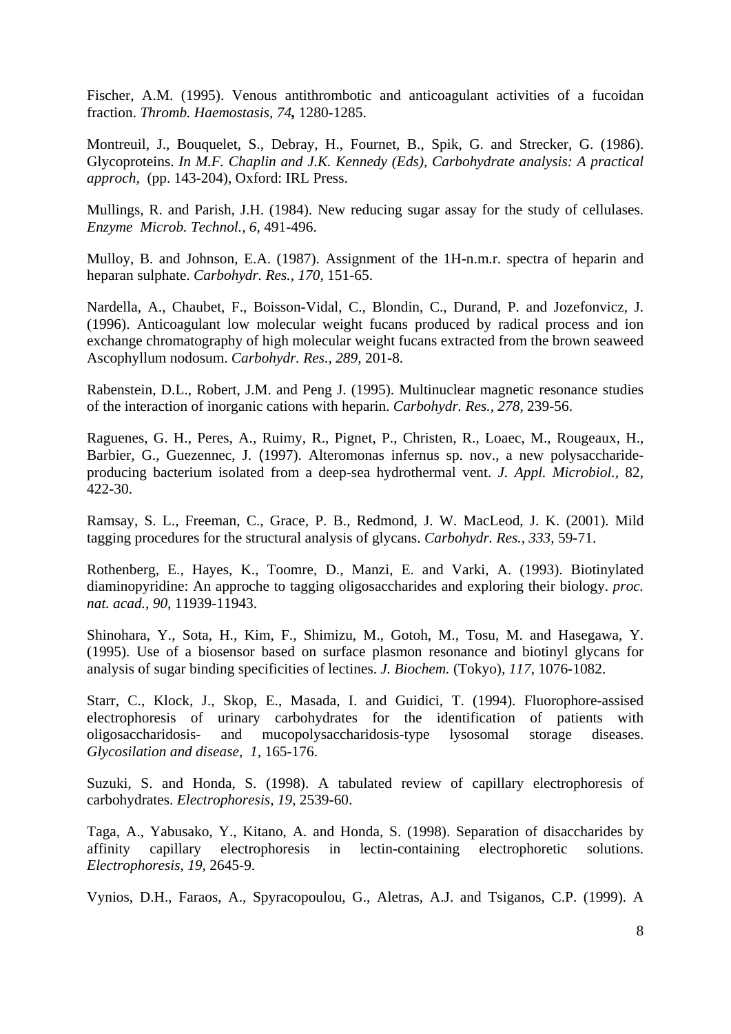Fischer, A.M. (1995). Venous antithrombotic and anticoagulant activities of a fucoidan fraction. *Thromb. Haemostasis, 74,* 1280-1285.

Montreuil, J., Bouquelet, S., Debray, H., Fournet, B., Spik, G. and Strecker, G. (1986). Glycoproteins. *In M.F. Chaplin and J.K. Kennedy (Eds), Carbohydrate analysis: A practical approch*, (pp. 143-204), Oxford: IRL Press.

Mullings, R. and Parish, J.H. (1984). New reducing sugar assay for the study of cellulases. *Enzyme Microb. Technol., 6,* 491-496.

Mulloy, B. and Johnson, E.A. (1987). Assignment of the 1H-n.m.r. spectra of heparin and heparan sulphate. *Carbohydr. Res., 170,* 151-65.

Nardella, A., Chaubet, F., Boisson-Vidal, C., Blondin, C., Durand, P. and Jozefonvicz, J. (1996). Anticoagulant low molecular weight fucans produced by radical process and ion exchange chromatography of high molecular weight fucans extracted from the brown seaweed Ascophyllum nodosum. *Carbohydr. Res., 289,* 201-8.

Rabenstein, D.L., Robert, J.M. and Peng J. (1995). Multinuclear magnetic resonance studies of the interaction of inorganic cations with heparin. *Carbohydr. Res., 278*, 239-56.

Raguenes, G. H., Peres, A., Ruimy, R., Pignet, P., Christen, R., Loaec, M., Rougeaux, H., Barbier, G., Guezennec, J. (1997). Alteromonas infernus sp. nov., a new polysaccharide-producing bacterium isolated from a deep-sea hydrothermal vent. *J. Appl. Microbiol.,* 82, 422-30.

Ramsay, S. L., Freeman, C., Grace, P. B., Redmond, J. W. MacLeod, J. K. (2001). Mild tagging procedures for the structural analysis of glycans. *Carbohydr. Res., 333,* 59-71.

Rothenberg, E., Hayes, K., Toomre, D., Manzi, E. and Varki, A. (1993). Biotinylated diaminopyridine: An approche to tagging oligosaccharides and exploring their biology. *proc. nat. acad., 90,* 11939-11943.

Shinohara, Y., Sota, H., Kim, F., Shimizu, M., Gotoh, M., Tosu, M. and Hasegawa, Y. (1995). Use of a biosensor based on surface plasmon resonance and biotinyl glycans for analysis of sugar binding specificities of lectines. *J. Biochem.* (Tokyo)*, 117,* 1076-1082.

Starr, C., Klock, J., Skop, E., Masada, I. and Guidici, T. (1994). Fluorophore-assised electrophoresis of urinary carbohydrates for the identification of patients with oligosaccharidosis- and mucopolysaccharidosis-type lysosomal storage diseases. *Glycosilation and disease, 1,* 165-176.

Suzuki, S. and Honda, S. (1998). A tabulated review of capillary electrophoresis of carbohydrates. *Electrophoresis, 19,* 2539-60.

Taga, A., Yabusako, Y., Kitano, A. and Honda, S. (1998). Separation of disaccharides by affinity capillary electrophoresis in lectin-containing electrophoretic solutions. *Electrophoresis, 19*, 2645-9.

Vynios, D.H., Faraos, A., Spyracopoulou, G., Aletras, A.J. and Tsiganos, C.P. (1999). A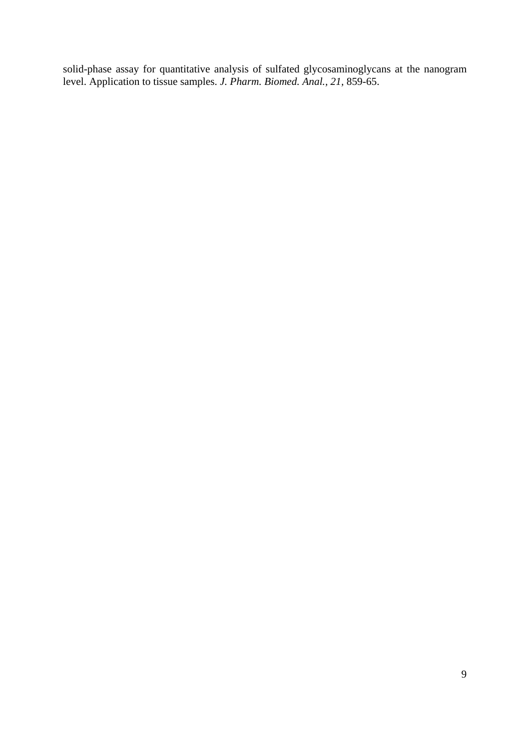solid-phase assay for quantitative analysis of sulfated glycosaminoglycans at the nanogram level. Application to tissue samples. *J. Pharm. Biomed. Anal.*, *21*, 859-65.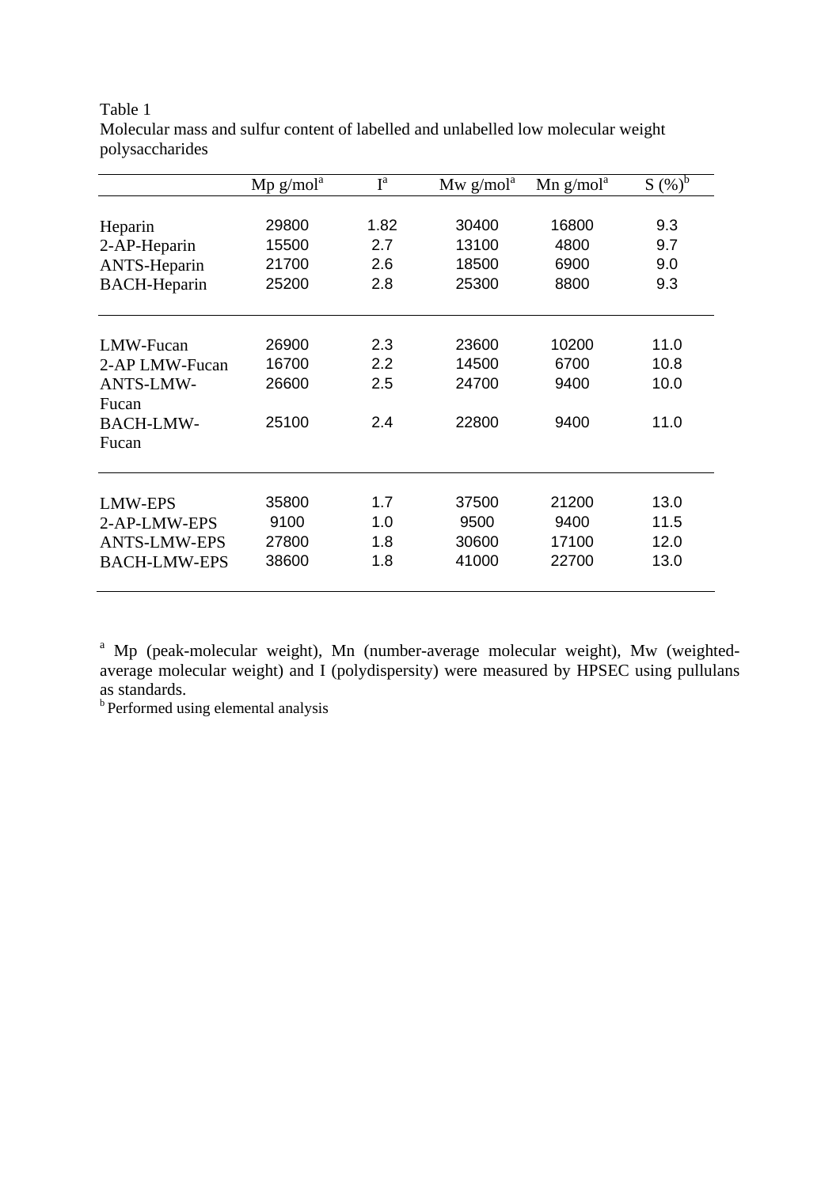Table 1
Molecular mass and sulfur content of labelled and unlabelled low molecular weight polysaccharides

| | Mp g/mol[a] | I[a] | Mw g/mol[a] | Mn g/mol[a] | S (%)[b] |
|---|---|---|---|---|---|
| Heparin | 29800 | 1.82 | 30400 | 16800 | 9.3 |
| 2-AP-Heparin | 15500 | 2.7 | 13100 | 4800 | 9.7 |
| ANTS-Heparin | 21700 | 2.6 | 18500 | 6900 | 9.0 |
| BACH-Heparin | 25200 | 2.8 | 25300 | 8800 | 9.3 |
| LMW-Fucan | 26900 | 2.3 | 23600 | 10200 | 11.0 |
| 2-AP LMW-Fucan | 16700 | 2.2 | 14500 | 6700 | 10.8 |
| ANTS-LMW-Fucan | 26600 | 2.5 | 24700 | 9400 | 10.0 |
| BACH-LMW-Fucan | 25100 | 2.4 | 22800 | 9400 | 11.0 |
| LMW-EPS | 35800 | 1.7 | 37500 | 21200 | 13.0 |
| 2-AP-LMW-EPS | 9100 | 1.0 | 9500 | 9400 | 11.5 |
| ANTS-LMW-EPS | 27800 | 1.8 | 30600 | 17100 | 12.0 |
| BACH-LMW-EPS | 38600 | 1.8 | 41000 | 22700 | 13.0 |

[a] Mp (peak-molecular weight), Mn (number-average molecular weight), Mw (weighted-average molecular weight) and I (polydispersity) were measured by HPSEC using pullulans as standards.
[b] Performed using elemental analysis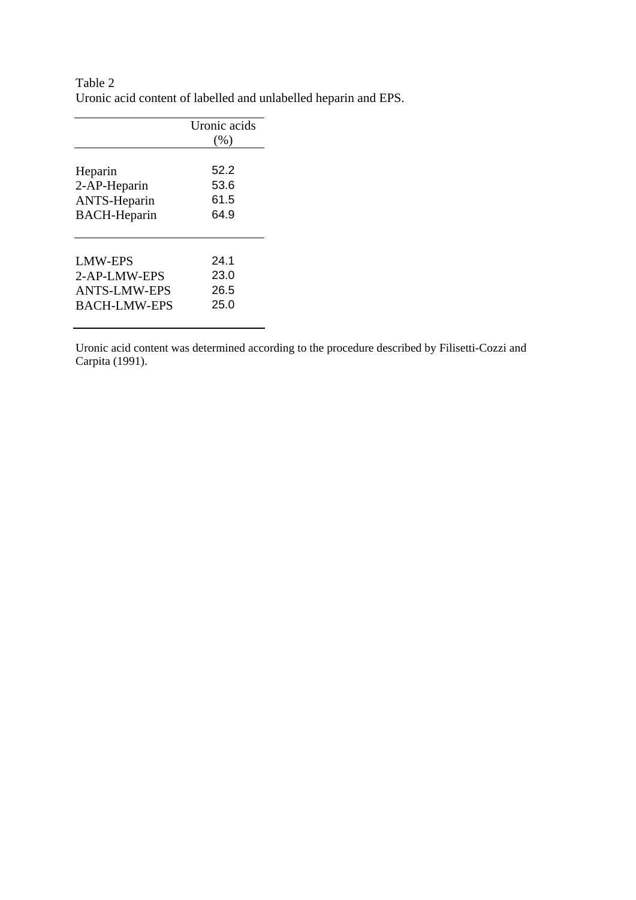Table 2
Uronic acid content of labelled and unlabelled heparin and EPS.

| | Uronic acids (%) |
|---|---|
| Heparin | 52.2 |
| 2-AP-Heparin | 53.6 |
| ANTS-Heparin | 61.5 |
| BACH-Heparin | 64.9 |
| LMW-EPS | 24.1 |
| 2-AP-LMW-EPS | 23.0 |
| ANTS-LMW-EPS | 26.5 |
| BACH-LMW-EPS | 25.0 |

Uronic acid content was determined according to the procedure described by Filisetti-Cozzi and Carpita (1991).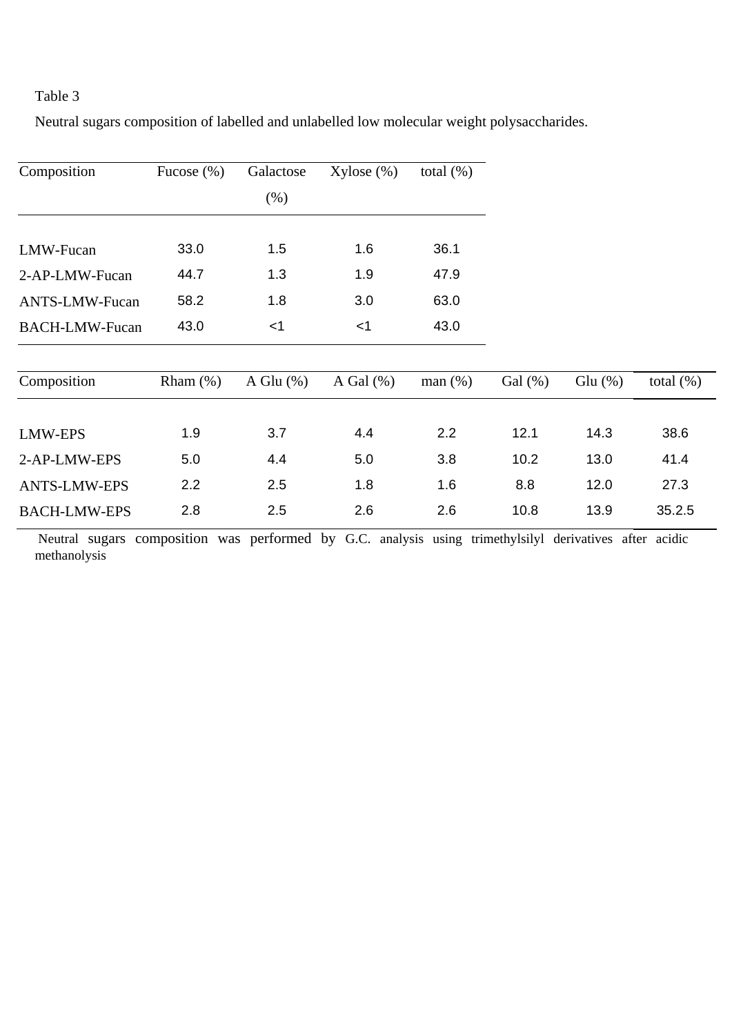Table 3

Neutral sugars composition of labelled and unlabelled low molecular weight polysaccharides.

| Composition | Fucose (%) | Galactose (%) | Xylose (%) | total (%) |
|---|---|---|---|---|
| LMW-Fucan | 33.0 | 1.5 | 1.6 | 36.1 |
| 2-AP-LMW-Fucan | 44.7 | 1.3 | 1.9 | 47.9 |
| ANTS-LMW-Fucan | 58.2 | 1.8 | 3.0 | 63.0 |
| BACH-LMW-Fucan | 43.0 | <1 | <1 | 43.0 |

| Composition | Rham (%) | A Glu (%) | A Gal (%) | man (%) | Gal (%) | Glu (%) | total (%) |
|---|---|---|---|---|---|---|---|
| LMW-EPS | 1.9 | 3.7 | 4.4 | 2.2 | 12.1 | 14.3 | 38.6 |
| 2-AP-LMW-EPS | 5.0 | 4.4 | 5.0 | 3.8 | 10.2 | 13.0 | 41.4 |
| ANTS-LMW-EPS | 2.2 | 2.5 | 1.8 | 1.6 | 8.8 | 12.0 | 27.3 |
| BACH-LMW-EPS | 2.8 | 2.5 | 2.6 | 2.6 | 10.8 | 13.9 | 35.2.5 |

Neutral sugars composition was performed by G.C. analysis using trimethylsilyl derivatives after acidic methanolysis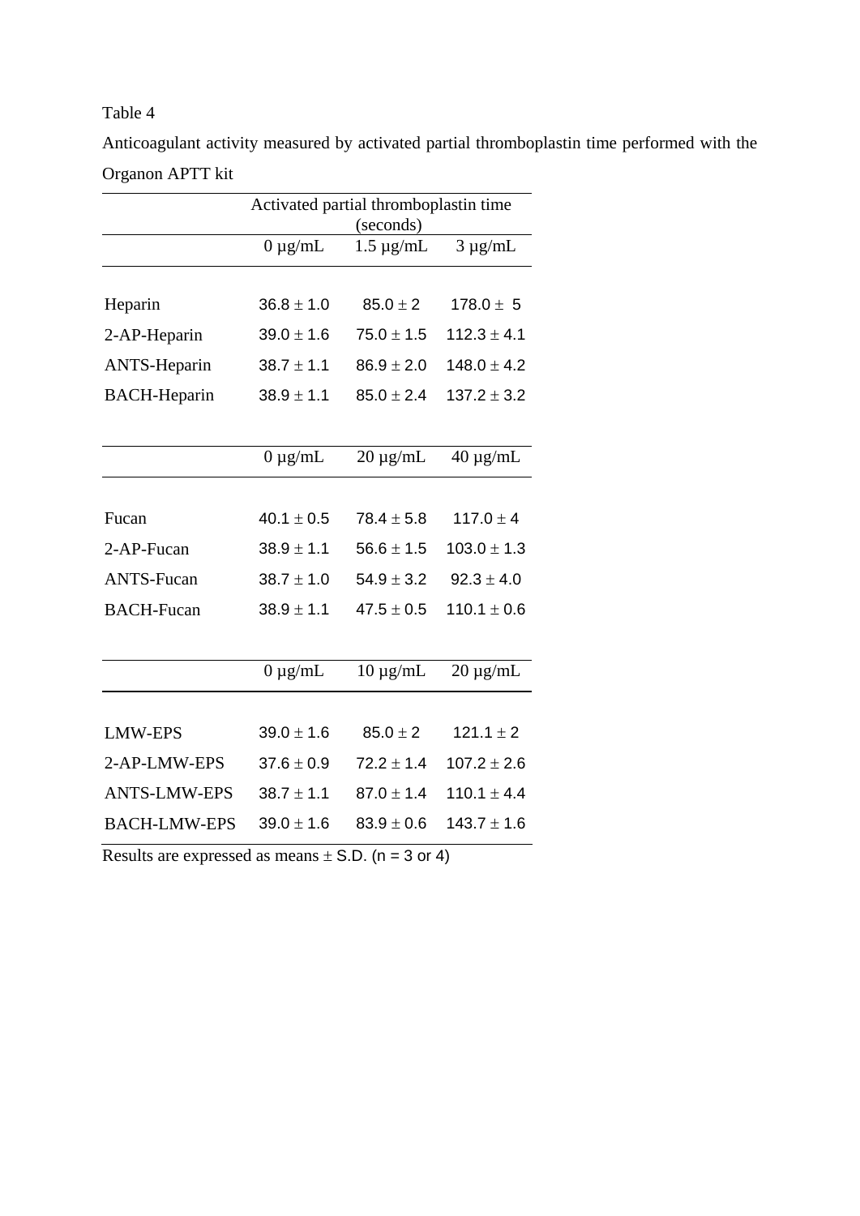Table 4

Anticoagulant activity measured by activated partial thromboplastin time performed with the Organon APTT kit

| | Activated partial thromboplastin time (seconds) | | |
|---|---|---|---|
| | 0 µg/mL | 1.5 µg/mL | 3 µg/mL |
| Heparin | 36.8 ± 1.0 | 85.0 ± 2 | 178.0 ± 5 |
| 2-AP-Heparin | 39.0 ± 1.6 | 75.0 ± 1.5 | 112.3 ± 4.1 |
| ANTS-Heparin | 38.7 ± 1.1 | 86.9 ± 2.0 | 148.0 ± 4.2 |
| BACH-Heparin | 38.9 ± 1.1 | 85.0 ± 2.4 | 137.2 ± 3.2 |
| | 0 µg/mL | 20 µg/mL | 40 µg/mL |
| Fucan | 40.1 ± 0.5 | 78.4 ± 5.8 | 117.0 ± 4 |
| 2-AP-Fucan | 38.9 ± 1.1 | 56.6 ± 1.5 | 103.0 ± 1.3 |
| ANTS-Fucan | 38.7 ± 1.0 | 54.9 ± 3.2 | 92.3 ± 4.0 |
| BACH-Fucan | 38.9 ± 1.1 | 47.5 ± 0.5 | 110.1 ± 0.6 |
| | 0 µg/mL | 10 µg/mL | 20 µg/mL |
| LMW-EPS | 39.0 ± 1.6 | 85.0 ± 2 | 121.1 ± 2 |
| 2-AP-LMW-EPS | 37.6 ± 0.9 | 72.2 ± 1.4 | 107.2 ± 2.6 |
| ANTS-LMW-EPS | 38.7 ± 1.1 | 87.0 ± 1.4 | 110.1 ± 4.4 |
| BACH-LMW-EPS | 39.0 ± 1.6 | 83.9 ± 0.6 | 143.7 ± 1.6 |

Results are expressed as means ± S.D. (n = 3 or 4)